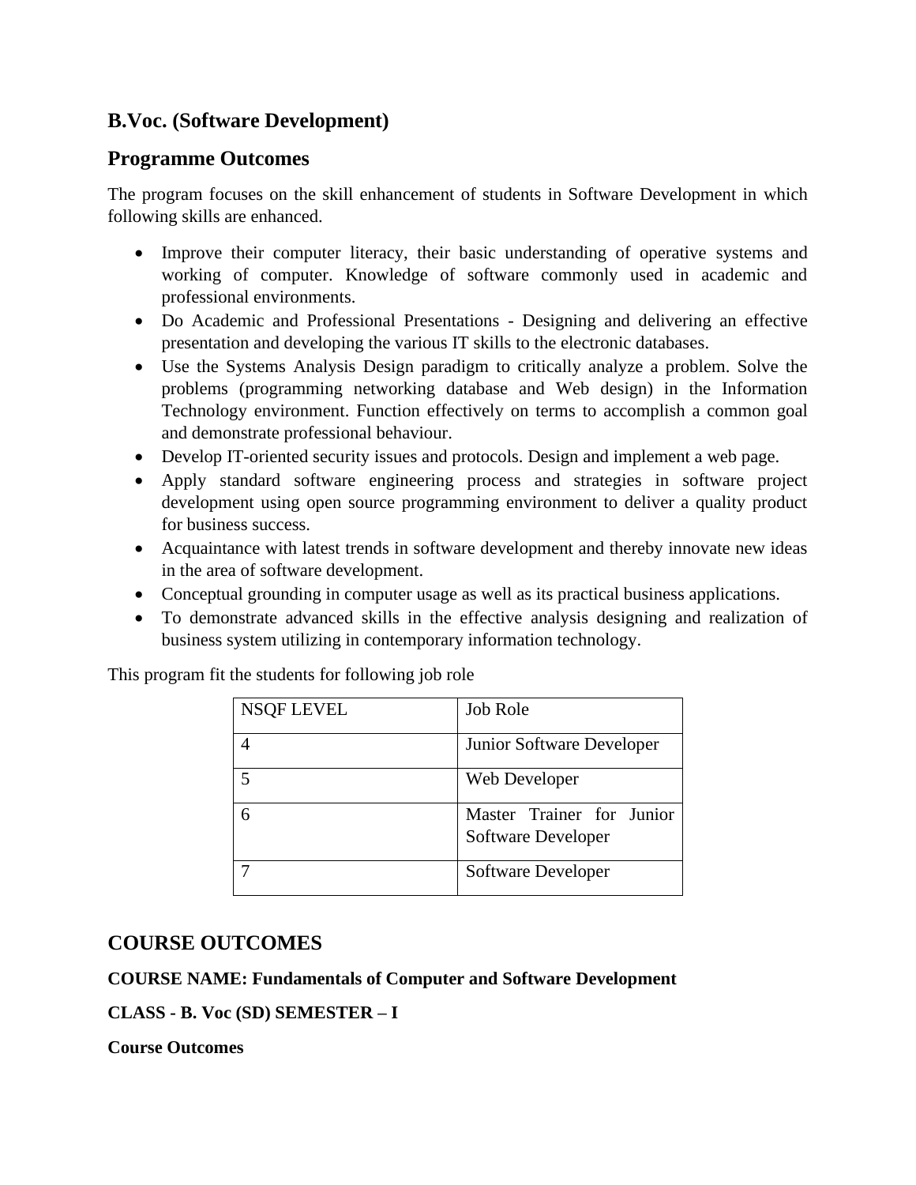## B.Voc. (Software Development)

## Programme Outcomes

The program focuses on the skill enhancement of students in Software Development in which following skills are enhanced.

- Improve their computer literacy, their basic understanding of operative systems and working of computer. Knowledge of software commonly used in academic and professional environments.
- Do Academic and Professional Presentations - Designing and delivering an effective presentation and developing the various IT skills to the electronic databases.
- Use the Systems Analysis Design paradigm to critically analyze a problem. Solve the problems (programming networking database and Web design) in the Information Technology environment. Function effectively on terms to accomplish a common goal and demonstrate professional behaviour.
- Develop IT-oriented security issues and protocols. Design and implement a web page.
- Apply standard software engineering process and strategies in software project development using open source programming environment to deliver a quality product for business success.
- Acquaintance with latest trends in software development and thereby innovate new ideas in the area of software development.
- Conceptual grounding in computer usage as well as its practical business applications.
- To demonstrate advanced skills in the effective analysis designing and realization of business system utilizing in contemporary information technology.

This program fit the students for following job role

| NSQF LEVEL | Job Role |
|---|---|
| 4 | Junior Software Developer |
| 5 | Web Developer |
| 6 | Master Trainer for Junior Software Developer |
| 7 | Software Developer |

## COURSE OUTCOMES

**COURSE NAME: Fundamentals of Computer and Software Development**

**CLASS - B. Voc (SD) SEMESTER – I**

**Course Outcomes**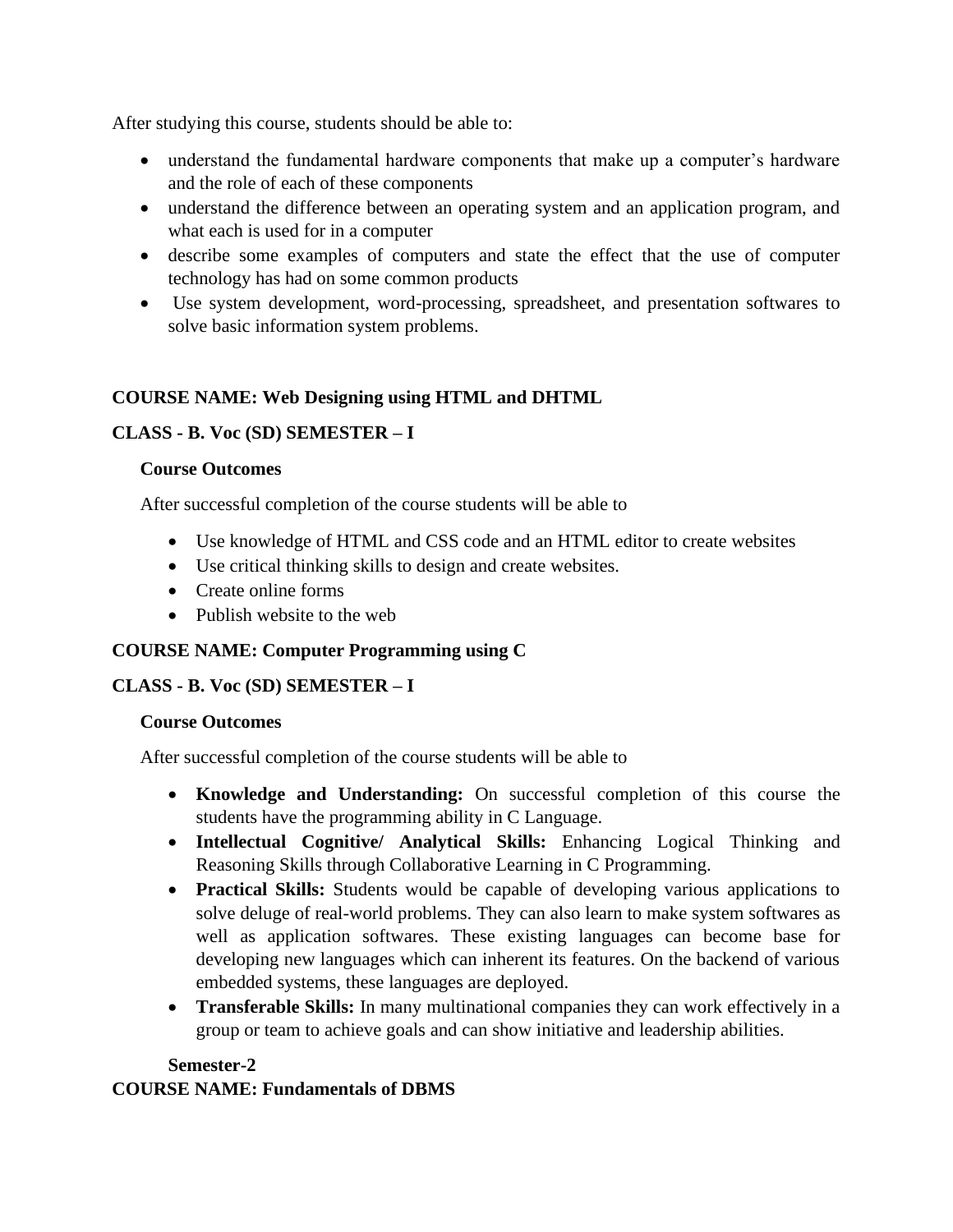After studying this course, students should be able to:

- understand the fundamental hardware components that make up a computer's hardware and the role of each of these components
- understand the difference between an operating system and an application program, and what each is used for in a computer
- describe some examples of computers and state the effect that the use of computer technology has had on some common products
- Use system development, word-processing, spreadsheet, and presentation softwares to solve basic information system problems.

**COURSE NAME: Web Designing using HTML and DHTML**

**CLASS - B. Voc (SD) SEMESTER – I**

**Course Outcomes**

After successful completion of the course students will be able to

- Use knowledge of HTML and CSS code and an HTML editor to create websites
- Use critical thinking skills to design and create websites.
- Create online forms
- Publish website to the web

**COURSE NAME: Computer Programming using C**

**CLASS - B. Voc (SD) SEMESTER – I**

**Course Outcomes**

After successful completion of the course students will be able to

- **Knowledge and Understanding:** On successful completion of this course the students have the programming ability in C Language.
- **Intellectual Cognitive/ Analytical Skills:** Enhancing Logical Thinking and Reasoning Skills through Collaborative Learning in C Programming.
- **Practical Skills:** Students would be capable of developing various applications to solve deluge of real-world problems. They can also learn to make system softwares as well as application softwares. These existing languages can become base for developing new languages which can inherent its features. On the backend of various embedded systems, these languages are deployed.
- **Transferable Skills:** In many multinational companies they can work effectively in a group or team to achieve goals and can show initiative and leadership abilities.

**Semester-2**

**COURSE NAME: Fundamentals of DBMS**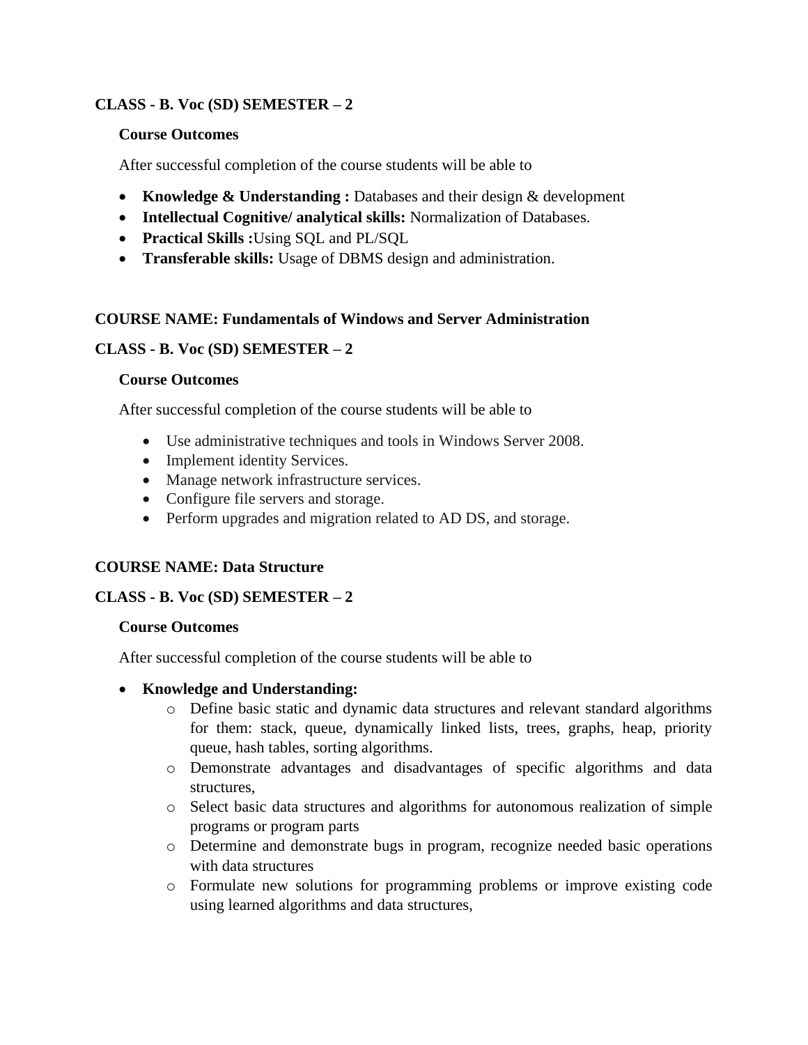**CLASS - B. Voc (SD) SEMESTER – 2**

**Course Outcomes**

After successful completion of the course students will be able to

- **Knowledge & Understanding :** Databases and their design & development
- **Intellectual Cognitive/ analytical skills:** Normalization of Databases.
- **Practical Skills :**Using SQL and PL/SQL
- **Transferable skills:** Usage of DBMS design and administration.

**COURSE NAME: Fundamentals of Windows and Server Administration**

**CLASS - B. Voc (SD) SEMESTER – 2**

**Course Outcomes**

After successful completion of the course students will be able to

- Use administrative techniques and tools in Windows Server 2008.
- Implement identity Services.
- Manage network infrastructure services.
- Configure file servers and storage.
- Perform upgrades and migration related to AD DS, and storage.

**COURSE NAME: Data Structure**

**CLASS - B. Voc (SD) SEMESTER – 2**

**Course Outcomes**

After successful completion of the course students will be able to

- **Knowledge and Understanding:**
  - Define basic static and dynamic data structures and relevant standard algorithms for them: stack, queue, dynamically linked lists, trees, graphs, heap, priority queue, hash tables, sorting algorithms.
  - Demonstrate advantages and disadvantages of specific algorithms and data structures,
  - Select basic data structures and algorithms for autonomous realization of simple programs or program parts
  - Determine and demonstrate bugs in program, recognize needed basic operations with data structures
  - Formulate new solutions for programming problems or improve existing code using learned algorithms and data structures,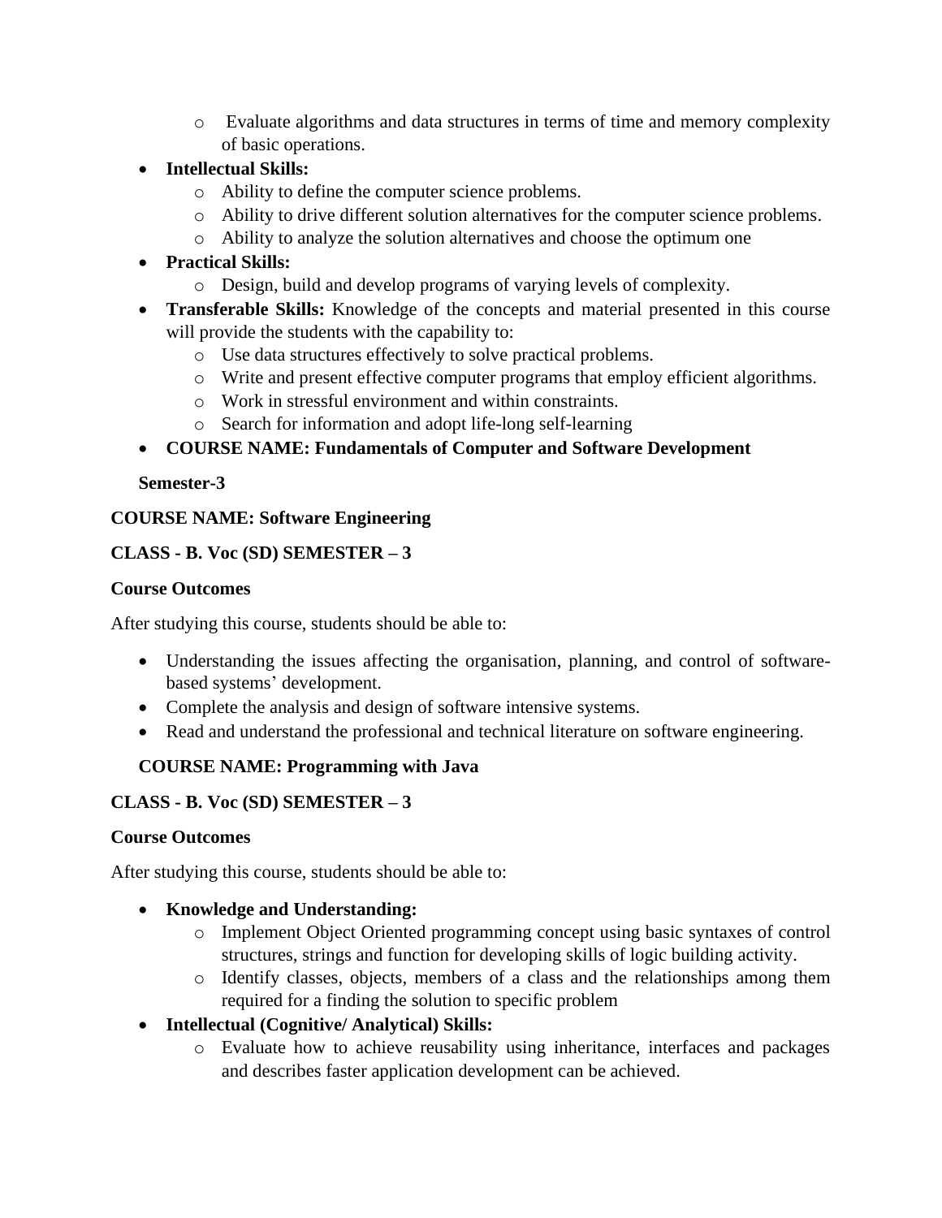- Evaluate algorithms and data structures in terms of time and memory complexity of basic operations.

- **Intellectual Skills:**
    - Ability to define the computer science problems.
    - Ability to drive different solution alternatives for the computer science problems.
    - Ability to analyze the solution alternatives and choose the optimum one
- **Practical Skills:**
    - Design, build and develop programs of varying levels of complexity.
- **Transferable Skills:** Knowledge of the concepts and material presented in this course will provide the students with the capability to:
    - Use data structures effectively to solve practical problems.
    - Write and present effective computer programs that employ efficient algorithms.
    - Work in stressful environment and within constraints.
    - Search for information and adopt life-long self-learning
- **COURSE NAME: Fundamentals of Computer and Software Development**

**Semester-3**

**COURSE NAME: Software Engineering**

**CLASS - B. Voc (SD) SEMESTER – 3**

**Course Outcomes**

After studying this course, students should be able to:

- Understanding the issues affecting the organisation, planning, and control of software-based systems' development.
- Complete the analysis and design of software intensive systems.
- Read and understand the professional and technical literature on software engineering.

**COURSE NAME: Programming with Java**

**CLASS - B. Voc (SD) SEMESTER – 3**

**Course Outcomes**

After studying this course, students should be able to:

- **Knowledge and Understanding:**
    - Implement Object Oriented programming concept using basic syntaxes of control structures, strings and function for developing skills of logic building activity.
    - Identify classes, objects, members of a class and the relationships among them required for a finding the solution to specific problem
- **Intellectual (Cognitive/ Analytical) Skills:**
    - Evaluate how to achieve reusability using inheritance, interfaces and packages and describes faster application development can be achieved.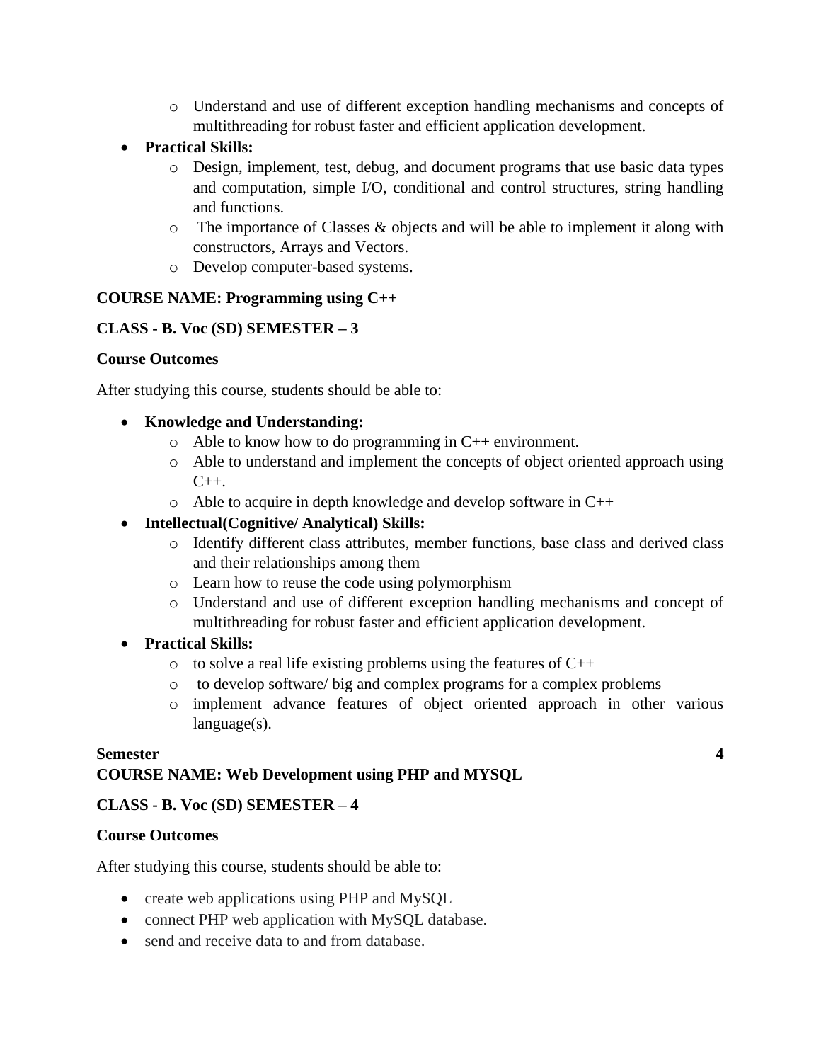- Understand and use of different exception handling mechanisms and concepts of multithreading for robust faster and efficient application development.
- **Practical Skills:**
  - Design, implement, test, debug, and document programs that use basic data types and computation, simple I/O, conditional and control structures, string handling and functions.
  - The importance of Classes & objects and will be able to implement it along with constructors, Arrays and Vectors.
  - Develop computer-based systems.

**COURSE NAME: Programming using C++**

**CLASS - B. Voc (SD) SEMESTER – 3**

**Course Outcomes**

After studying this course, students should be able to:

- **Knowledge and Understanding:**
  - Able to know how to do programming in C++ environment.
  - Able to understand and implement the concepts of object oriented approach using C++.
  - Able to acquire in depth knowledge and develop software in C++
- **Intellectual(Cognitive/ Analytical) Skills:**
  - Identify different class attributes, member functions, base class and derived class and their relationships among them
  - Learn how to reuse the code using polymorphism
  - Understand and use of different exception handling mechanisms and concept of multithreading for robust faster and efficient application development.
- **Practical Skills:**
  - to solve a real life existing problems using the features of C++
  - to develop software/ big and complex programs for a complex problems
  - implement advance features of object oriented approach in other various language(s).

**Semester 4**

**COURSE NAME: Web Development using PHP and MYSQL**

**CLASS - B. Voc (SD) SEMESTER – 4**

**Course Outcomes**

After studying this course, students should be able to:

- create web applications using PHP and MySQL
- connect PHP web application with MySQL database.
- send and receive data to and from database.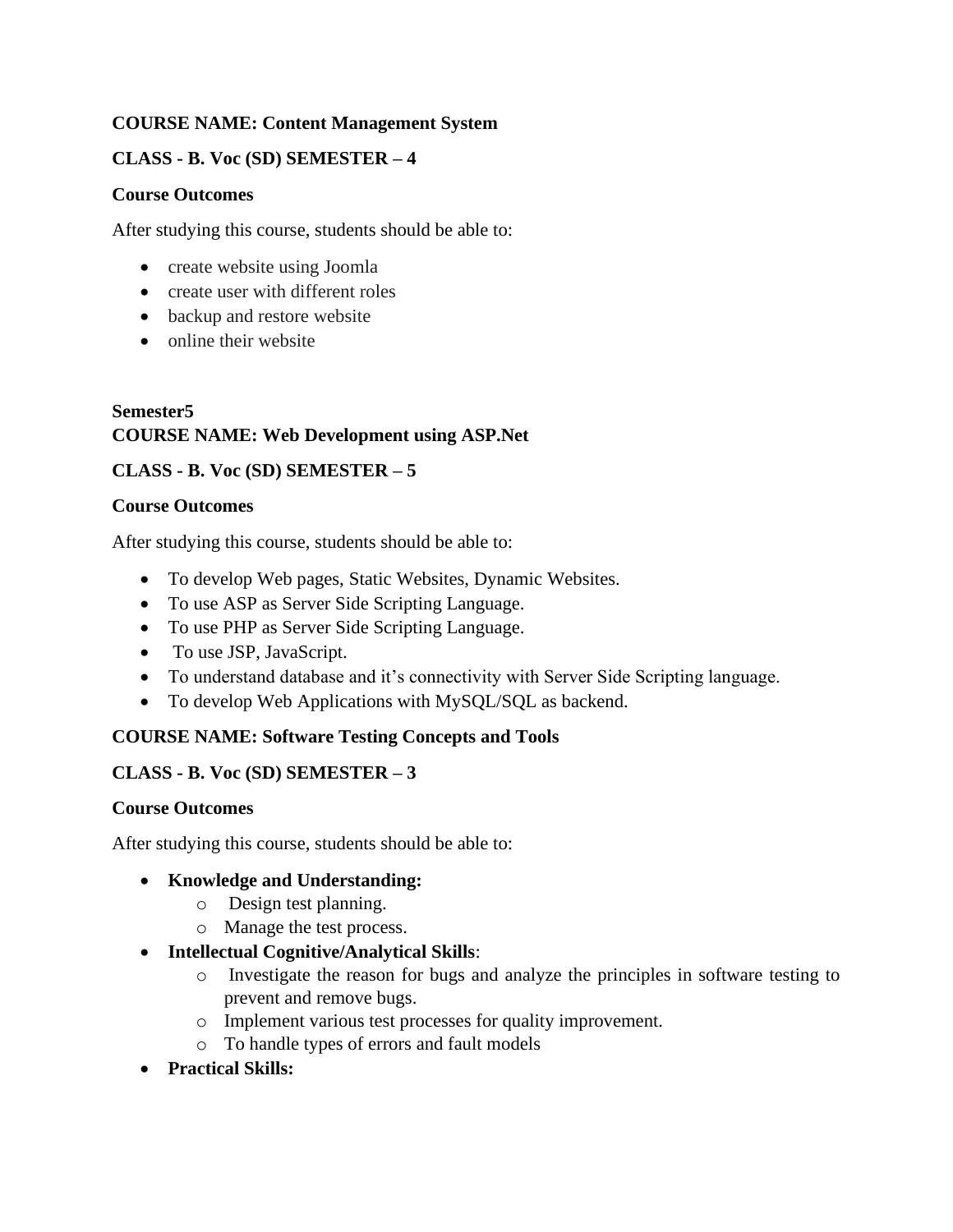**COURSE NAME: Content Management System**

**CLASS - B. Voc (SD) SEMESTER – 4**

**Course Outcomes**

After studying this course, students should be able to:

- create website using Joomla
- create user with different roles
- backup and restore website
- online their website

**Semester5**
**COURSE NAME: Web Development using ASP.Net**

**CLASS - B. Voc (SD) SEMESTER – 5**

**Course Outcomes**

After studying this course, students should be able to:

- To develop Web pages, Static Websites, Dynamic Websites.
- To use ASP as Server Side Scripting Language.
- To use PHP as Server Side Scripting Language.
- To use JSP, JavaScript.
- To understand database and it's connectivity with Server Side Scripting language.
- To develop Web Applications with MySQL/SQL as backend.

**COURSE NAME: Software Testing Concepts and Tools**

**CLASS - B. Voc (SD) SEMESTER – 3**

**Course Outcomes**

After studying this course, students should be able to:

- **Knowledge and Understanding:**
  - Design test planning.
  - Manage the test process.
- **Intellectual Cognitive/Analytical Skills**:
  - Investigate the reason for bugs and analyze the principles in software testing to prevent and remove bugs.
  - Implement various test processes for quality improvement.
  - To handle types of errors and fault models
- **Practical Skills:**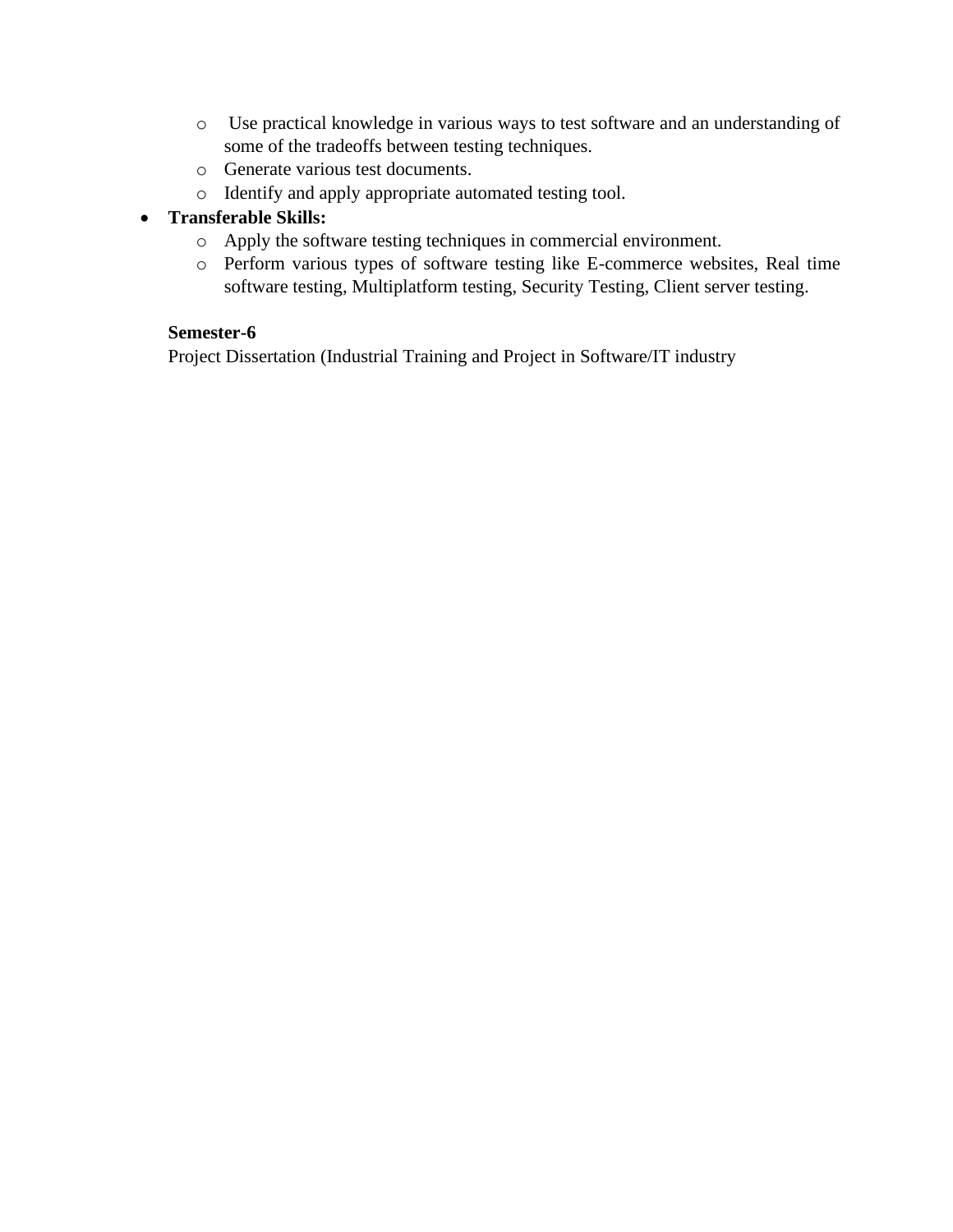- Use practical knowledge in various ways to test software and an understanding of some of the tradeoffs between testing techniques.
  - Generate various test documents.
  - Identify and apply appropriate automated testing tool.
- **Transferable Skills:**
  - Apply the software testing techniques in commercial environment.
  - Perform various types of software testing like E-commerce websites, Real time software testing, Multiplatform testing, Security Testing, Client server testing.

**Semester-6**

Project Dissertation (Industrial Training and Project in Software/IT industry